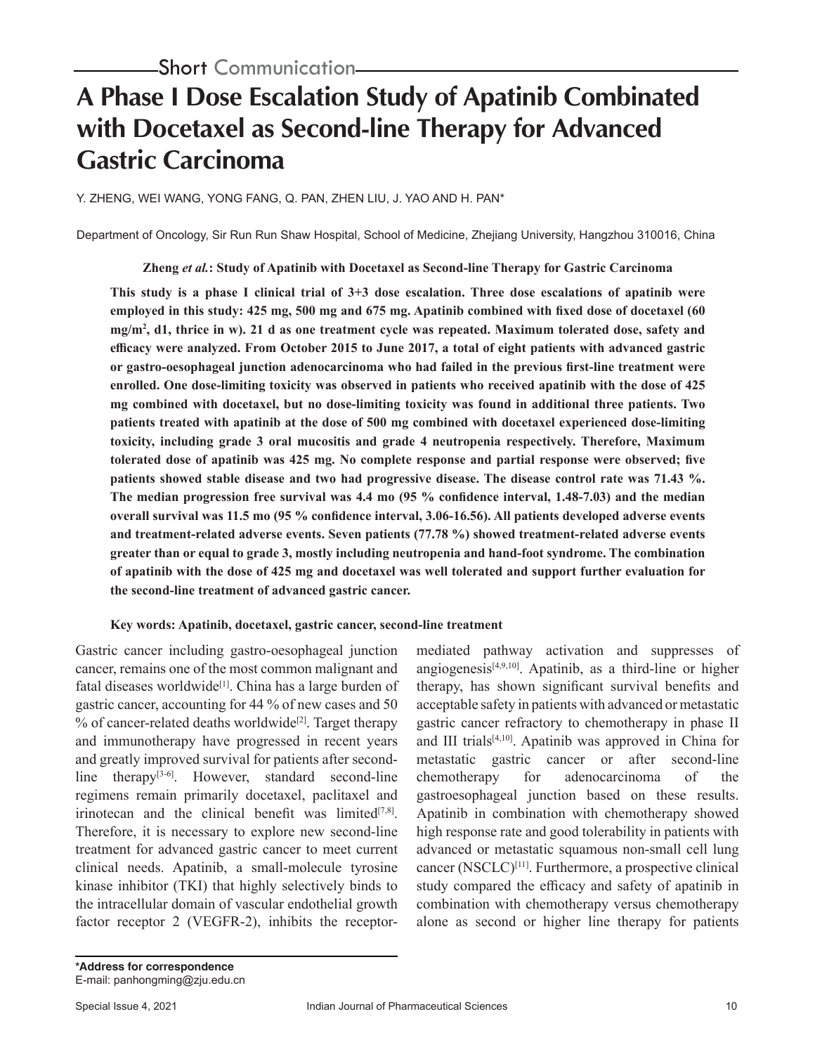Short Communication

# A Phase I Dose Escalation Study of Apatinib Combinated with Docetaxel as Second-line Therapy for Advanced Gastric Carcinoma

Y. ZHENG, WEI WANG, YONG FANG, Q. PAN, ZHEN LIU, J. YAO AND H. PAN*

Department of Oncology, Sir Run Run Shaw Hospital, School of Medicine, Zhejiang University, Hangzhou 310016, China

**Zheng *et al.*: Study of Apatinib with Docetaxel as Second-line Therapy for Gastric Carcinoma**

**This study is a phase I clinical trial of 3+3 dose escalation. Three dose escalations of apatinib were employed in this study: 425 mg, 500 mg and 675 mg. Apatinib combined with fixed dose of docetaxel (60 mg/m$^2$, d1, thrice in w). 21 d as one treatment cycle was repeated. Maximum tolerated dose, safety and efficacy were analyzed. From October 2015 to June 2017, a total of eight patients with advanced gastric or gastro-oesophageal junction adenocarcinoma who had failed in the previous first-line treatment were enrolled. One dose-limiting toxicity was observed in patients who received apatinib with the dose of 425 mg combined with docetaxel, but no dose-limiting toxicity was found in additional three patients. Two patients treated with apatinib at the dose of 500 mg combined with docetaxel experienced dose-limiting toxicity, including grade 3 oral mucositis and grade 4 neutropenia respectively. Therefore, Maximum tolerated dose of apatinib was 425 mg. No complete response and partial response were observed; five patients showed stable disease and two had progressive disease. The disease control rate was 71.43 %. The median progression free survival was 4.4 mo (95 % confidence interval, 1.48-7.03) and the median overall survival was 11.5 mo (95 % confidence interval, 3.06-16.56). All patients developed adverse events and treatment-related adverse events. Seven patients (77.78 %) showed treatment-related adverse events greater than or equal to grade 3, mostly including neutropenia and hand-foot syndrome. The combination of apatinib with the dose of 425 mg and docetaxel was well tolerated and support further evaluation for the second-line treatment of advanced gastric cancer.**

**Key words: Apatinib, docetaxel, gastric cancer, second-line treatment**

Gastric cancer including gastro-oesophageal junction cancer, remains one of the most common malignant and fatal diseases worldwide[1]. China has a large burden of gastric cancer, accounting for 44 % of new cases and 50 % of cancer-related deaths worldwide[2]. Target therapy and immunotherapy have progressed in recent years and greatly improved survival for patients after second-line therapy[3-6]. However, standard second-line regimens remain primarily docetaxel, paclitaxel and irinotecan and the clinical benefit was limited[7,8]. Therefore, it is necessary to explore new second-line treatment for advanced gastric cancer to meet current clinical needs. Apatinib, a small-molecule tyrosine kinase inhibitor (TKI) that highly selectively binds to the intracellular domain of vascular endothelial growth factor receptor 2 (VEGFR-2), inhibits the receptor-mediated pathway activation and suppresses of angiogenesis[4,9,10]. Apatinib, as a third-line or higher therapy, has shown significant survival benefits and acceptable safety in patients with advanced or metastatic gastric cancer refractory to chemotherapy in phase II and III trials[4,10]. Apatinib was approved in China for metastatic gastric cancer or after second-line chemotherapy for adenocarcinoma of the gastroesophageal junction based on these results. Apatinib in combination with chemotherapy showed high response rate and good tolerability in patients with advanced or metastatic squamous non-small cell lung cancer (NSCLC)[11]. Furthermore, a prospective clinical study compared the efficacy and safety of apatinib in combination with chemotherapy versus chemotherapy alone as second or higher line therapy for patients

**\*Address for correspondence**
E-mail: panhongming@zju.edu.cn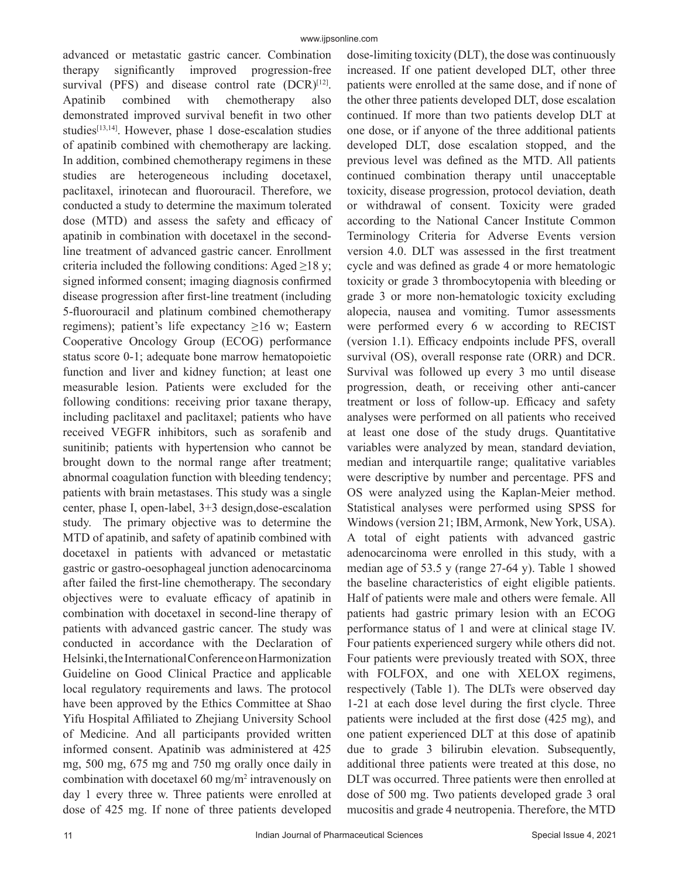advanced or metastatic gastric cancer. Combination therapy significantly improved progression-free survival (PFS) and disease control rate (DCR)[12]. Apatinib combined with chemotherapy also demonstrated improved survival benefit in two other studies[13,14]. However, phase 1 dose-escalation studies of apatinib combined with chemotherapy are lacking. In addition, combined chemotherapy regimens in these studies are heterogeneous including docetaxel, paclitaxel, irinotecan and fluorouracil. Therefore, we conducted a study to determine the maximum tolerated dose (MTD) and assess the safety and efficacy of apatinib in combination with docetaxel in the second-line treatment of advanced gastric cancer. Enrollment criteria included the following conditions: Aged ≥18 y; signed informed consent; imaging diagnosis confirmed disease progression after first-line treatment (including 5-fluorouracil and platinum combined chemotherapy regimens); patient's life expectancy ≥16 w; Eastern Cooperative Oncology Group (ECOG) performance status score 0-1; adequate bone marrow hematopoietic function and liver and kidney function; at least one measurable lesion. Patients were excluded for the following conditions: receiving prior taxane therapy, including paclitaxel and paclitaxel; patients who have received VEGFR inhibitors, such as sorafenib and sunitinib; patients with hypertension who cannot be brought down to the normal range after treatment; abnormal coagulation function with bleeding tendency; patients with brain metastases. This study was a single center, phase I, open-label, 3+3 design,dose-escalation study. The primary objective was to determine the MTD of apatinib, and safety of apatinib combined with docetaxel in patients with advanced or metastatic gastric or gastro-oesophageal junction adenocarcinoma after failed the first-line chemotherapy. The secondary objectives were to evaluate efficacy of apatinib in combination with docetaxel in second-line therapy of patients with advanced gastric cancer. The study was conducted in accordance with the Declaration of Helsinki, the International Conference on Harmonization Guideline on Good Clinical Practice and applicable local regulatory requirements and laws. The protocol have been approved by the Ethics Committee at Shao Yifu Hospital Affiliated to Zhejiang University School of Medicine. And all participants provided written informed consent. Apatinib was administered at 425 mg, 500 mg, 675 mg and 750 mg orally once daily in combination with docetaxel 60 mg/m$^2$ intravenously on day 1 every three w. Three patients were enrolled at dose of 425 mg. If none of three patients developed dose-limiting toxicity (DLT), the dose was continuously increased. If one patient developed DLT, other three patients were enrolled at the same dose, and if none of the other three patients developed DLT, dose escalation continued. If more than two patients develop DLT at one dose, or if anyone of the three additional patients developed DLT, dose escalation stopped, and the previous level was defined as the MTD. All patients continued combination therapy until unacceptable toxicity, disease progression, protocol deviation, death or withdrawal of consent. Toxicity were graded according to the National Cancer Institute Common Terminology Criteria for Adverse Events version version 4.0. DLT was assessed in the first treatment cycle and was defined as grade 4 or more hematologic toxicity or grade 3 thrombocytopenia with bleeding or grade 3 or more non-hematologic toxicity excluding alopecia, nausea and vomiting. Tumor assessments were performed every 6 w according to RECIST (version 1.1). Efficacy endpoints include PFS, overall survival (OS), overall response rate (ORR) and DCR. Survival was followed up every 3 mo until disease progression, death, or receiving other anti-cancer treatment or loss of follow-up. Efficacy and safety analyses were performed on all patients who received at least one dose of the study drugs. Quantitative variables were analyzed by mean, standard deviation, median and interquartile range; qualitative variables were descriptive by number and percentage. PFS and OS were analyzed using the Kaplan-Meier method. Statistical analyses were performed using SPSS for Windows (version 21; IBM, Armonk, New York, USA). A total of eight patients with advanced gastric adenocarcinoma were enrolled in this study, with a median age of 53.5 y (range 27-64 y). Table 1 showed the baseline characteristics of eight eligible patients. Half of patients were male and others were female. All patients had gastric primary lesion with an ECOG performance status of 1 and were at clinical stage IV. Four patients experienced surgery while others did not. Four patients were previously treated with SOX, three with FOLFOX, and one with XELOX regimens, respectively (Table 1). The DLTs were observed day 1-21 at each dose level during the first clycle. Three patients were included at the first dose (425 mg), and one patient experienced DLT at this dose of apatinib due to grade 3 bilirubin elevation. Subsequently, additional three patients were treated at this dose, no DLT was occurred. Three patients were then enrolled at dose of 500 mg. Two patients developed grade 3 oral mucositis and grade 4 neutropenia. Therefore, the MTD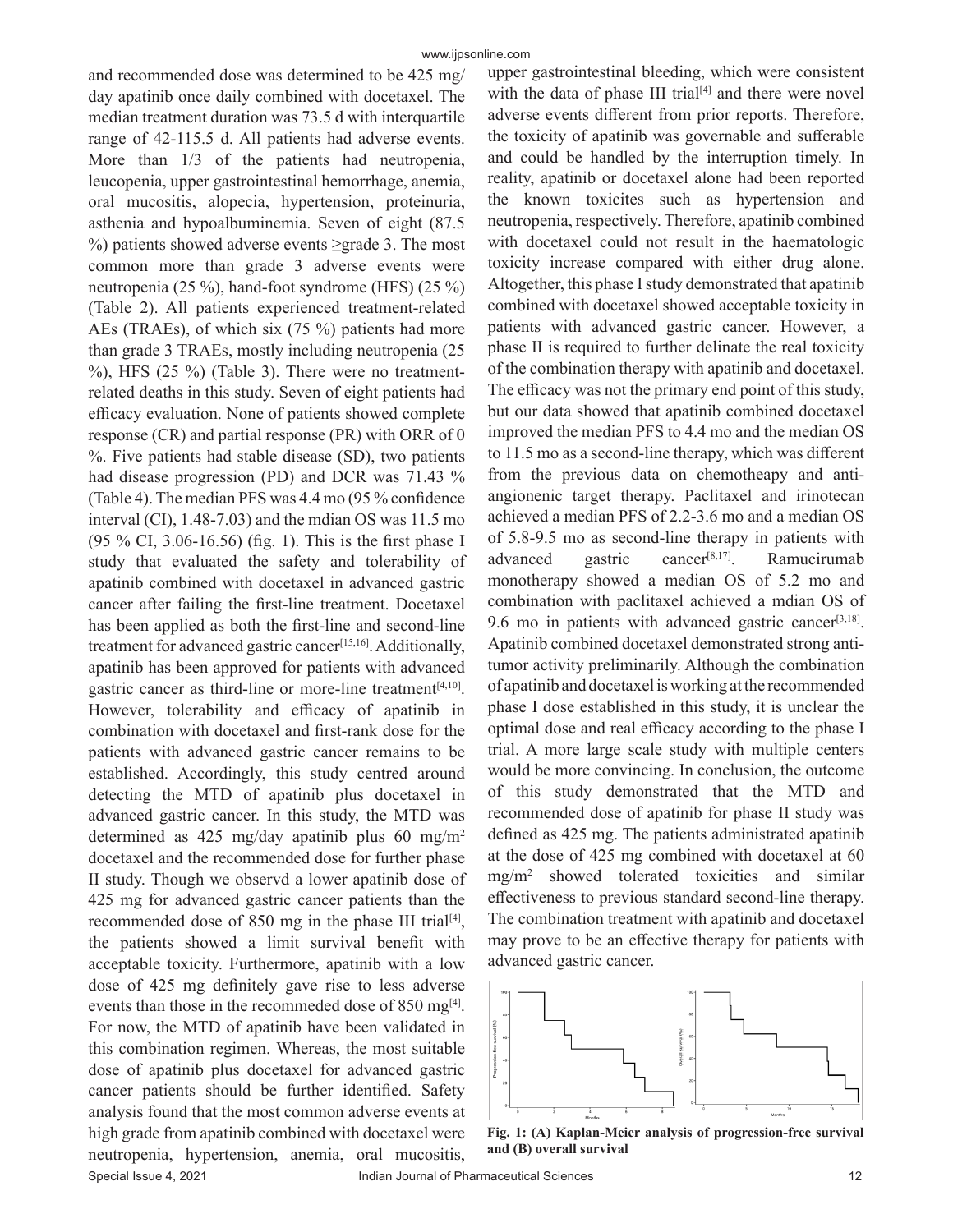and recommended dose was determined to be 425 mg/day apatinib once daily combined with docetaxel. The median treatment duration was 73.5 d with interquartile range of 42-115.5 d. All patients had adverse events. More than 1/3 of the patients had neutropenia, leucopenia, upper gastrointestinal hemorrhage, anemia, oral mucositis, alopecia, hypertension, proteinuria, asthenia and hypoalbuminemia. Seven of eight (87.5 %) patients showed adverse events ≥grade 3. The most common more than grade 3 adverse events were neutropenia (25 %), hand-foot syndrome (HFS) (25 %) (Table 2). All patients experienced treatment-related AEs (TRAEs), of which six (75 %) patients had more than grade 3 TRAEs, mostly including neutropenia (25 %), HFS (25 %) (Table 3). There were no treatment-related deaths in this study. Seven of eight patients had efficacy evaluation. None of patients showed complete response (CR) and partial response (PR) with ORR of 0 %. Five patients had stable disease (SD), two patients had disease progression (PD) and DCR was 71.43 % (Table 4). The median PFS was 4.4 mo (95 % confidence interval (CI), 1.48-7.03) and the mdian OS was 11.5 mo (95 % CI, 3.06-16.56) (fig. 1). This is the first phase I study that evaluated the safety and tolerability of apatinib combined with docetaxel in advanced gastric cancer after failing the first-line treatment. Docetaxel has been applied as both the first-line and second-line treatment for advanced gastric cancer[15,16]. Additionally, apatinib has been approved for patients with advanced gastric cancer as third-line or more-line treatment[4,10]. However, tolerability and efficacy of apatinib in combination with docetaxel and first-rank dose for the patients with advanced gastric cancer remains to be established. Accordingly, this study centred around detecting the MTD of apatinib plus docetaxel in advanced gastric cancer. In this study, the MTD was determined as 425 mg/day apatinib plus 60 mg/m$^2$ docetaxel and the recommended dose for further phase II study. Though we observd a lower apatinib dose of 425 mg for advanced gastric cancer patients than the recommended dose of 850 mg in the phase III trial[4], the patients showed a limit survival benefit with acceptable toxicity. Furthermore, apatinib with a low dose of 425 mg definitely gave rise to less adverse events than those in the recommeded dose of 850 mg[4]. For now, the MTD of apatinib have been validated in this combination regimen. Whereas, the most suitable dose of apatinib plus docetaxel for advanced gastric cancer patients should be further identified. Safety analysis found that the most common adverse events at high grade from apatinib combined with docetaxel were neutropenia, hypertension, anemia, oral mucositis, upper gastrointestinal bleeding, which were consistent with the data of phase III trial[4] and there were novel adverse events different from prior reports. Therefore, the toxicity of apatinib was governable and sufferable and could be handled by the interruption timely. In reality, apatinib or docetaxel alone had been reported the known toxicites such as hypertension and neutropenia, respectively. Therefore, apatinib combined with docetaxel could not result in the haematologic toxicity increase compared with either drug alone. Altogether, this phase I study demonstrated that apatinib combined with docetaxel showed acceptable toxicity in patients with advanced gastric cancer. However, a phase II is required to further delinate the real toxicity of the combination therapy with apatinib and docetaxel. The efficacy was not the primary end point of this study, but our data showed that apatinib combined docetaxel improved the median PFS to 4.4 mo and the median OS to 11.5 mo as a second-line therapy, which was different from the previous data on chemotheapy and anti-angionenic target therapy. Paclitaxel and irinotecan achieved a median PFS of 2.2-3.6 mo and a median OS of 5.8-9.5 mo as second-line therapy in patients with advanced gastric cancer[8,17]. Ramucirumab monotherapy showed a median OS of 5.2 mo and combination with paclitaxel achieved a mdian OS of 9.6 mo in patients with advanced gastric cancer[3,18]. Apatinib combined docetaxel demonstrated strong anti-tumor activity preliminarily. Although the combination of apatinib and docetaxel is working at the recommended phase I dose established in this study, it is unclear the optimal dose and real efficacy according to the phase I trial. A more large scale study with multiple centers would be more convincing. In conclusion, the outcome of this study demonstrated that the MTD and recommended dose of apatinib for phase II study was defined as 425 mg. The patients administrated apatinib at the dose of 425 mg combined with docetaxel at 60 mg/m$^2$ showed tolerated toxicities and similar effectiveness to previous standard second-line therapy. The combination treatment with apatinib and docetaxel may prove to be an effective therapy for patients with advanced gastric cancer.

**Fig. 1: (A) Kaplan-Meier analysis of progression-free survival and (B) overall survival**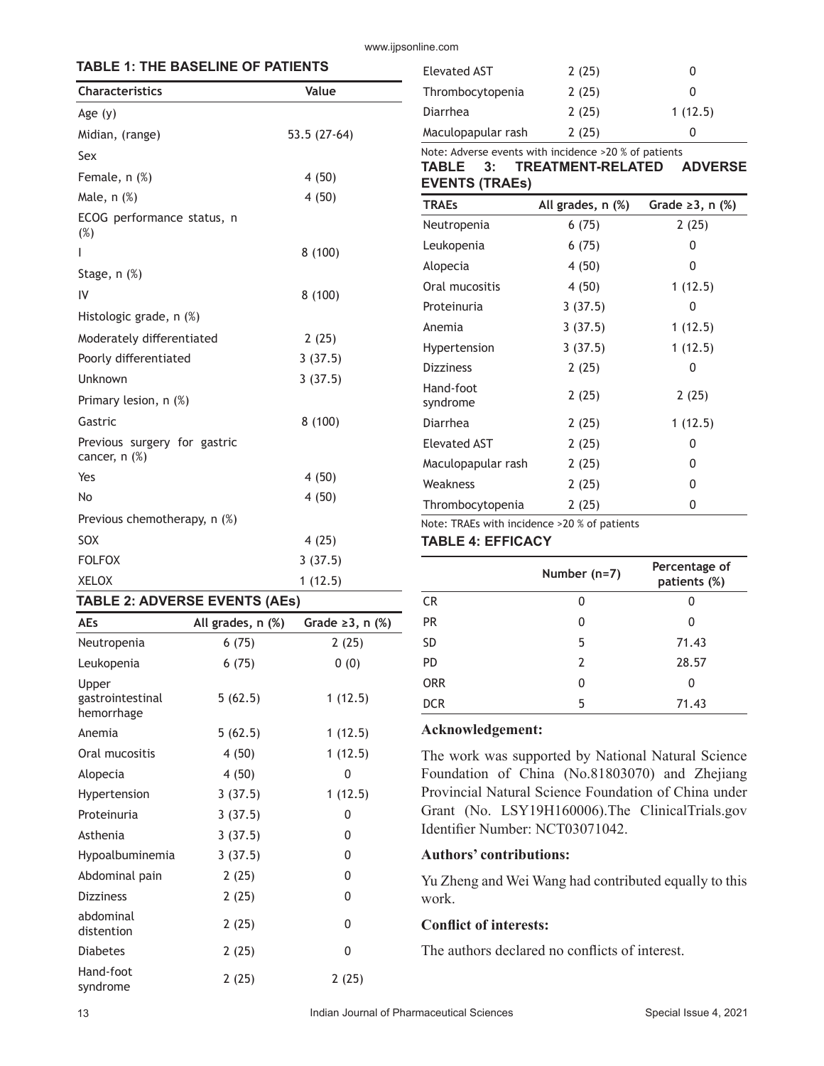## TABLE 1: THE BASELINE OF PATIENTS

| Characteristics | Value |
|---|---|
| Age (y) | |
| Midian, (range) | 53.5 (27-64) |
| Sex | |
| Female, n (%) | 4 (50) |
| Male, n (%) | 4 (50) |
| ECOG performance status, n (%) | |
| I | 8 (100) |
| Stage, n (%) | |
| IV | 8 (100) |
| Histologic grade, n (%) | |
| Moderately differentiated | 2 (25) |
| Poorly differentiated | 3 (37.5) |
| Unknown | 3 (37.5) |
| Primary lesion, n (%) | |
| Gastric | 8 (100) |
| Previous surgery for gastric cancer, n (%) | |
| Yes | 4 (50) |
| No | 4 (50) |
| Previous chemotherapy, n (%) | |
| SOX | 4 (25) |
| FOLFOX | 3 (37.5) |
| XELOX | 1 (12.5) |

## TABLE 2: ADVERSE EVENTS (AEs)

| AEs | All grades, n (%) | Grade ≥3, n (%) |
|---|---|---|
| Neutropenia | 6 (75) | 2 (25) |
| Leukopenia | 6 (75) | 0 (0) |
| Upper gastrointestinal hemorrhage | 5 (62.5) | 1 (12.5) |
| Anemia | 5 (62.5) | 1 (12.5) |
| Oral mucositis | 4 (50) | 1 (12.5) |
| Alopecia | 4 (50) | 0 |
| Hypertension | 3 (37.5) | 1 (12.5) |
| Proteinuria | 3 (37.5) | 0 |
| Asthenia | 3 (37.5) | 0 |
| Hypoalbuminemia | 3 (37.5) | 0 |
| Abdominal pain | 2 (25) | 0 |
| Dizziness | 2 (25) | 0 |
| abdominal distention | 2 (25) | 0 |
| Diabetes | 2 (25) | 0 |
| Hand-foot syndrome | 2 (25) | 2 (25) |
| Elevated AST | 2 (25) | 0 |
| Thrombocytopenia | 2 (25) | 0 |
| Diarrhea | 2 (25) | 1 (12.5) |
| Maculopapular rash | 2 (25) | 0 |

Note: Adverse events with incidence >20 % of patients

## TABLE 3: TREATMENT-RELATED ADVERSE EVENTS (TRAEs)

| TRAEs | All grades, n (%) | Grade ≥3, n (%) |
|---|---|---|
| Neutropenia | 6 (75) | 2 (25) |
| Leukopenia | 6 (75) | 0 |
| Alopecia | 4 (50) | 0 |
| Oral mucositis | 4 (50) | 1 (12.5) |
| Proteinuria | 3 (37.5) | 0 |
| Anemia | 3 (37.5) | 1 (12.5) |
| Hypertension | 3 (37.5) | 1 (12.5) |
| Dizziness | 2 (25) | 0 |
| Hand-foot syndrome | 2 (25) | 2 (25) |
| Diarrhea | 2 (25) | 1 (12.5) |
| Elevated AST | 2 (25) | 0 |
| Maculopapular rash | 2 (25) | 0 |
| Weakness | 2 (25) | 0 |
| Thrombocytopenia | 2 (25) | 0 |

Note: TRAEs with incidence >20 % of patients

## TABLE 4: EFFICACY

| | Number (n=7) | Percentage of patients (%) |
|---|---|---|
| CR | 0 | 0 |
| PR | 0 | 0 |
| SD | 5 | 71.43 |
| PD | 2 | 28.57 |
| ORR | 0 | 0 |
| DCR | 5 | 71.43 |

### Acknowledgement:

The work was supported by National Natural Science Foundation of China (No.81803070) and Zhejiang Provincial Natural Science Foundation of China under Grant (No. LSY19H160006).The ClinicalTrials.gov Identifier Number: NCT03071042.

### Authors' contributions:

Yu Zheng and Wei Wang had contributed equally to this work.

### Conflict of interests:

The authors declared no conflicts of interest.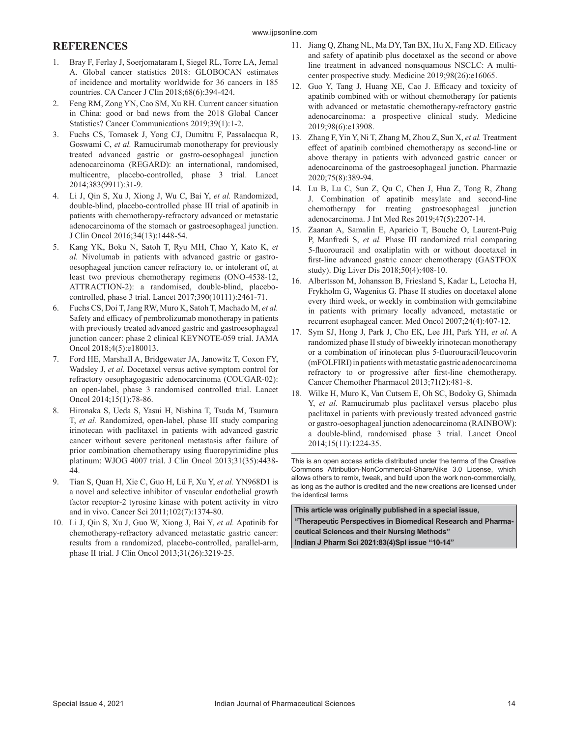## REFERENCES

1. Bray F, Ferlay J, Soerjomataram I, Siegel RL, Torre LA, Jemal A. Global cancer statistics 2018: GLOBOCAN estimates of incidence and mortality worldwide for 36 cancers in 185 countries. CA Cancer J Clin 2018;68(6):394-424.
2. Feng RM, Zong YN, Cao SM, Xu RH. Current cancer situation in China: good or bad news from the 2018 Global Cancer Statistics? Cancer Communications 2019;39(1):1-2.
3. Fuchs CS, Tomasek J, Yong CJ, Dumitru F, Passalacqua R, Goswami C, *et al.* Ramucirumab monotherapy for previously treated advanced gastric or gastro-oesophageal junction adenocarcinoma (REGARD): an international, randomised, multicentre, placebo-controlled, phase 3 trial. Lancet 2014;383(9911):31-9.
4. Li J, Qin S, Xu J, Xiong J, Wu C, Bai Y, *et al.* Randomized, double-blind, placebo-controlled phase III trial of apatinib in patients with chemotherapy-refractory advanced or metastatic adenocarcinoma of the stomach or gastroesophageal junction. J Clin Oncol 2016;34(13):1448-54.
5. Kang YK, Boku N, Satoh T, Ryu MH, Chao Y, Kato K, *et al.* Nivolumab in patients with advanced gastric or gastro-oesophageal junction cancer refractory to, or intolerant of, at least two previous chemotherapy regimens (ONO-4538-12, ATTRACTION-2): a randomised, double-blind, placebo-controlled, phase 3 trial. Lancet 2017;390(10111):2461-71.
6. Fuchs CS, Doi T, Jang RW, Muro K, Satoh T, Machado M, *et al.* Safety and efficacy of pembrolizumab monotherapy in patients with previously treated advanced gastric and gastroesophageal junction cancer: phase 2 clinical KEYNOTE-059 trial. JAMA Oncol 2018;4(5):e180013.
7. Ford HE, Marshall A, Bridgewater JA, Janowitz T, Coxon FY, Wadsley J, *et al.* Docetaxel versus active symptom control for refractory oesophagogastric adenocarcinoma (COUGAR-02): an open-label, phase 3 randomised controlled trial. Lancet Oncol 2014;15(1):78-86.
8. Hironaka S, Ueda S, Yasui H, Nishina T, Tsuda M, Tsumura T, *et al.* Randomized, open-label, phase III study comparing irinotecan with paclitaxel in patients with advanced gastric cancer without severe peritoneal metastasis after failure of prior combination chemotherapy using fluoropyrimidine plus platinum: WJOG 4007 trial. J Clin Oncol 2013;31(35):4438-44.
9. Tian S, Quan H, Xie C, Guo H, Lü F, Xu Y, *et al.* YN968D1 is a novel and selective inhibitor of vascular endothelial growth factor receptor-2 tyrosine kinase with potent activity in vitro and in vivo. Cancer Sci 2011;102(7):1374-80.
10. Li J, Qin S, Xu J, Guo W, Xiong J, Bai Y, *et al.* Apatinib for chemotherapy-refractory advanced metastatic gastric cancer: results from a randomized, placebo-controlled, parallel-arm, phase II trial. J Clin Oncol 2013;31(26):3219-25.
11. Jiang Q, Zhang NL, Ma DY, Tan BX, Hu X, Fang XD. Efficacy and safety of apatinib plus docetaxel as the second or above line treatment in advanced nonsquamous NSCLC: A multi-center prospective study. Medicine 2019;98(26):e16065.
12. Guo Y, Tang J, Huang XE, Cao J. Efficacy and toxicity of apatinib combined with or without chemotherapy for patients with advanced or metastatic chemotherapy-refractory gastric adenocarcinoma: a prospective clinical study. Medicine 2019;98(6):e13908.
13. Zhang F, Yin Y, Ni T, Zhang M, Zhou Z, Sun X, *et al.* Treatment effect of apatinib combined chemotherapy as second-line or above therapy in patients with advanced gastric cancer or adenocarcinoma of the gastroesophageal junction. Pharmazie 2020;75(8):389-94.
14. Lu B, Lu C, Sun Z, Qu C, Chen J, Hua Z, Tong R, Zhang J. Combination of apatinib mesylate and second-line chemotherapy for treating gastroesophageal junction adenocarcinoma. J Int Med Res 2019;47(5):2207-14.
15. Zaanan A, Samalin E, Aparicio T, Bouche O, Laurent-Puig P, Manfredi S, *et al.* Phase III randomized trial comparing 5-fluorouracil and oxaliplatin with or without docetaxel in first-line advanced gastric cancer chemotherapy (GASTFOX study). Dig Liver Dis 2018;50(4):408-10.
16. Albertsson M, Johansson B, Friesland S, Kadar L, Letocha H, Frykholm G, Wagenius G. Phase II studies on docetaxel alone every third week, or weekly in combination with gemcitabine in patients with primary locally advanced, metastatic or recurrent esophageal cancer. Med Oncol 2007;24(4):407-12.
17. Sym SJ, Hong J, Park J, Cho EK, Lee JH, Park YH, *et al.* A randomized phase II study of biweekly irinotecan monotherapy or a combination of irinotecan plus 5-fluorouracil/leucovorin (mFOLFIRI) in patients with metastatic gastric adenocarcinoma refractory to or progressive after first-line chemotherapy. Cancer Chemother Pharmacol 2013;71(2):481-8.
18. Wilke H, Muro K, Van Cutsem E, Oh SC, Bodoky G, Shimada Y, *et al.* Ramucirumab plus paclitaxel versus placebo plus paclitaxel in patients with previously treated advanced gastric or gastro-oesophageal junction adenocarcinoma (RAINBOW): a double-blind, randomised phase 3 trial. Lancet Oncol 2014;15(11):1224-35.

This is an open access article distributed under the terms of the Creative Commons Attribution-NonCommercial-ShareAlike 3.0 License, which allows others to remix, tweak, and build upon the work non-commercially, as long as the author is credited and the new creations are licensed under the identical terms

**This article was originally published in a special issue, "Therapeutic Perspectives in Biomedical Research and Pharmaceutical Sciences and their Nursing Methods" Indian J Pharm Sci 2021:83(4)Spl issue "10-14"**